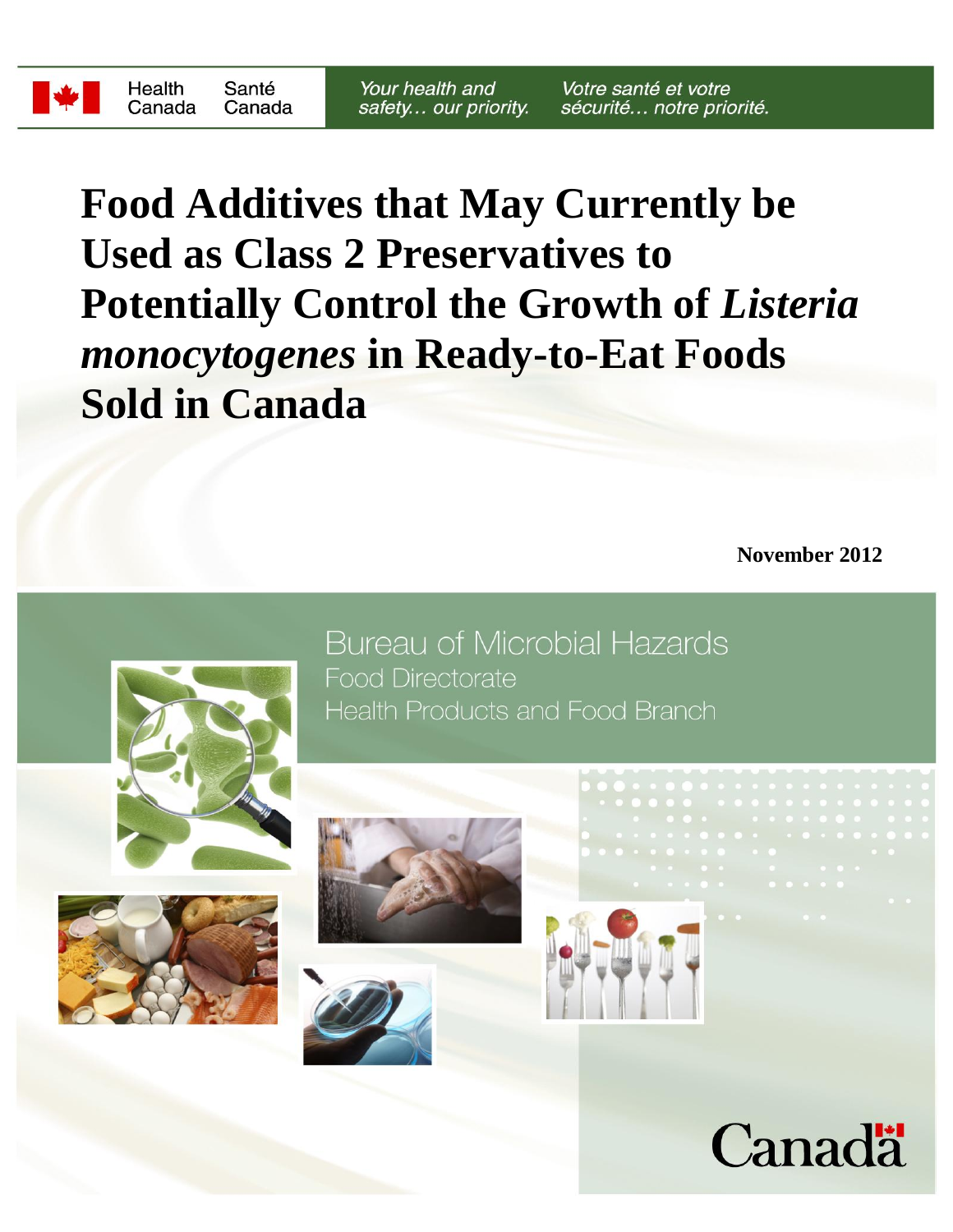Health Canada | Santé Canada

*Your health and safety… our priority.* | *Votre santé et votre sécurité… notre priorité.*

# Food Additives that May Currently be Used as Class 2 Preservatives to Potentially Control the Growth of *Listeria monocytogenes* in Ready-to-Eat Foods Sold in Canada

**November 2012**

Bureau of Microbial Hazards
Food Directorate
Health Products and Food Branch

Canada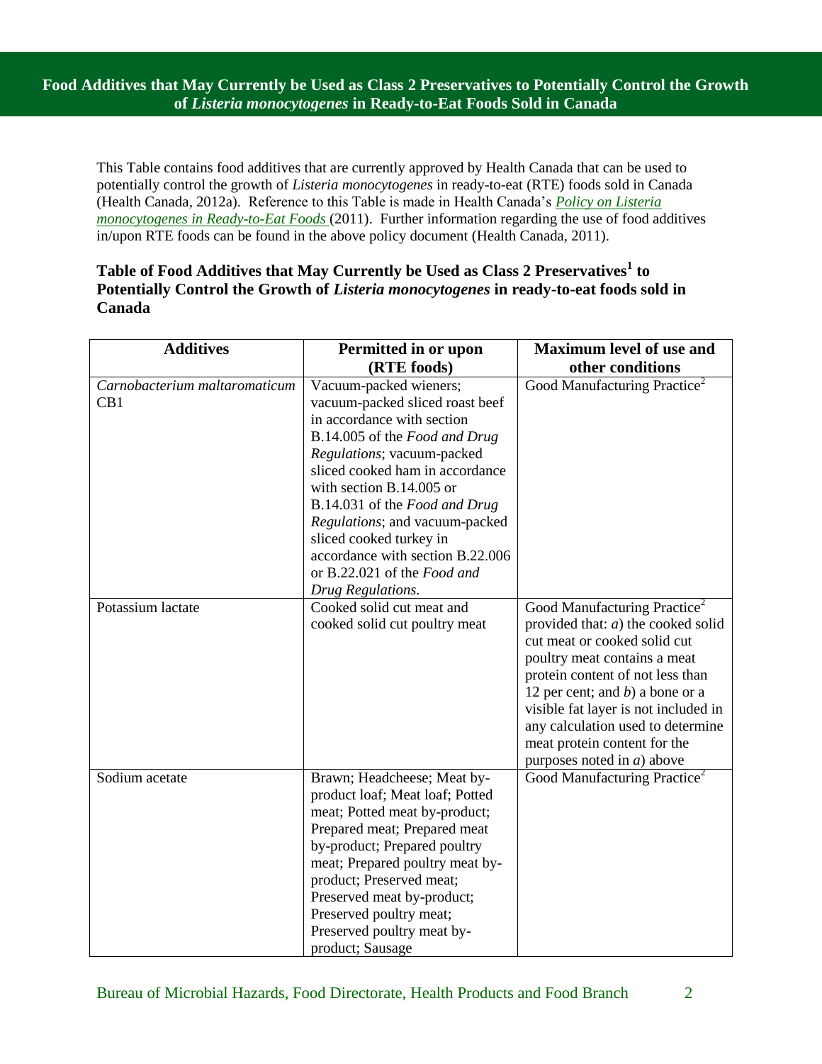# Food Additives that May Currently be Used as Class 2 Preservatives to Potentially Control the Growth of *Listeria monocytogenes* in Ready-to-Eat Foods Sold in Canada

This Table contains food additives that are currently approved by Health Canada that can be used to potentially control the growth of *Listeria monocytogenes* in ready-to-eat (RTE) foods sold in Canada (Health Canada, 2012a). Reference to this Table is made in Health Canada's *Policy on Listeria monocytogenes in Ready-to-Eat Foods* (2011). Further information regarding the use of food additives in/upon RTE foods can be found in the above policy document (Health Canada, 2011).

## Table of Food Additives that May Currently be Used as Class 2 Preservatives[1] to Potentially Control the Growth of *Listeria monocytogenes* in ready-to-eat foods sold in Canada

| Additives | Permitted in or upon (RTE foods) | Maximum level of use and other conditions |
|---|---|---|
| *Carnobacterium maltaromaticum* CB1 | Vacuum-packed wieners; vacuum-packed sliced roast beef in accordance with section B.14.005 of the *Food and Drug Regulations*; vacuum-packed sliced cooked ham in accordance with section B.14.005 or B.14.031 of the *Food and Drug Regulations*; and vacuum-packed sliced cooked turkey in accordance with section B.22.006 or B.22.021 of the *Food and Drug Regulations*. | Good Manufacturing Practice[2] |
| Potassium lactate | Cooked solid cut meat and cooked solid cut poultry meat | Good Manufacturing Practice[2] provided that: *a*) the cooked solid cut meat or cooked solid cut poultry meat contains a meat protein content of not less than 12 per cent; and *b*) a bone or a visible fat layer is not included in any calculation used to determine meat protein content for the purposes noted in *a*) above |
| Sodium acetate | Brawn; Headcheese; Meat by-product loaf; Meat loaf; Potted meat; Potted meat by-product; Prepared meat; Prepared meat by-product; Prepared poultry meat; Prepared poultry meat by-product; Preserved meat; Preserved meat by-product; Preserved poultry meat; Preserved poultry meat by-product; Sausage | Good Manufacturing Practice[2] |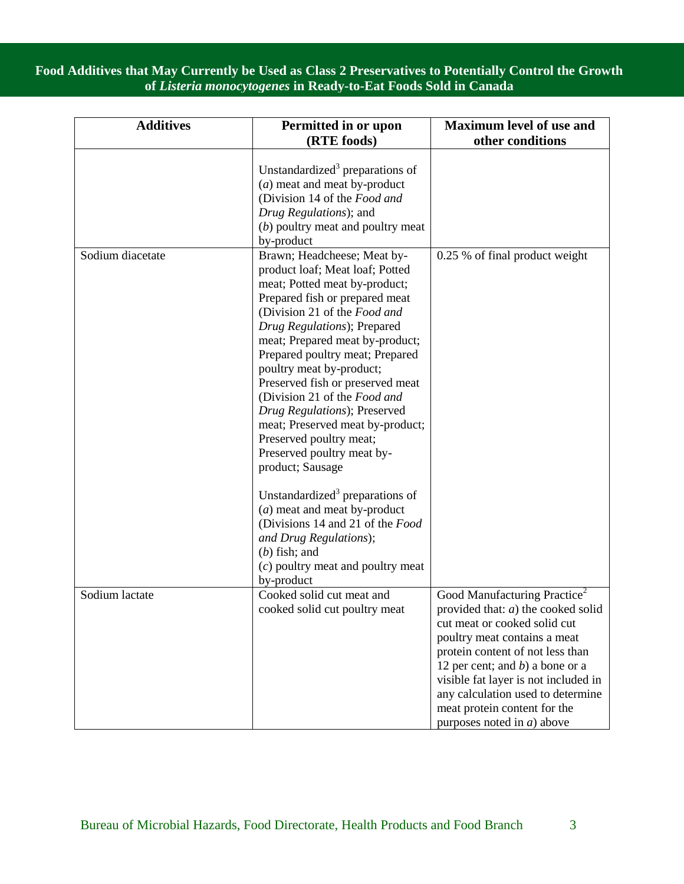## Food Additives that May Currently be Used as Class 2 Preservatives to Potentially Control the Growth of *Listeria monocytogenes* in Ready-to-Eat Foods Sold in Canada

| Additives | Permitted in or upon (RTE foods) | Maximum level of use and other conditions |
|---|---|---|
| | Unstandardized[3] preparations of (*a*) meat and meat by-product (Division 14 of the *Food and Drug Regulations*); and (*b*) poultry meat and poultry meat by-product | |
| Sodium diacetate | Brawn; Headcheese; Meat by-product loaf; Meat loaf; Potted meat; Potted meat by-product; Prepared fish or prepared meat (Division 21 of the *Food and Drug Regulations*); Prepared meat; Prepared meat by-product; Prepared poultry meat; Prepared poultry meat by-product; Preserved fish or preserved meat (Division 21 of the *Food and Drug Regulations*); Preserved meat; Preserved meat by-product; Preserved poultry meat; Preserved poultry meat by-product; Sausage<br><br>Unstandardized[3] preparations of (*a*) meat and meat by-product (Divisions 14 and 21 of the *Food and Drug Regulations*); (*b*) fish; and (*c*) poultry meat and poultry meat by-product | 0.25 % of final product weight |
| Sodium lactate | Cooked solid cut meat and cooked solid cut poultry meat | Good Manufacturing Practice[2] provided that: *a*) the cooked solid cut meat or cooked solid cut poultry meat contains a meat protein content of not less than 12 per cent; and *b*) a bone or a visible fat layer is not included in any calculation used to determine meat protein content for the purposes noted in *a*) above |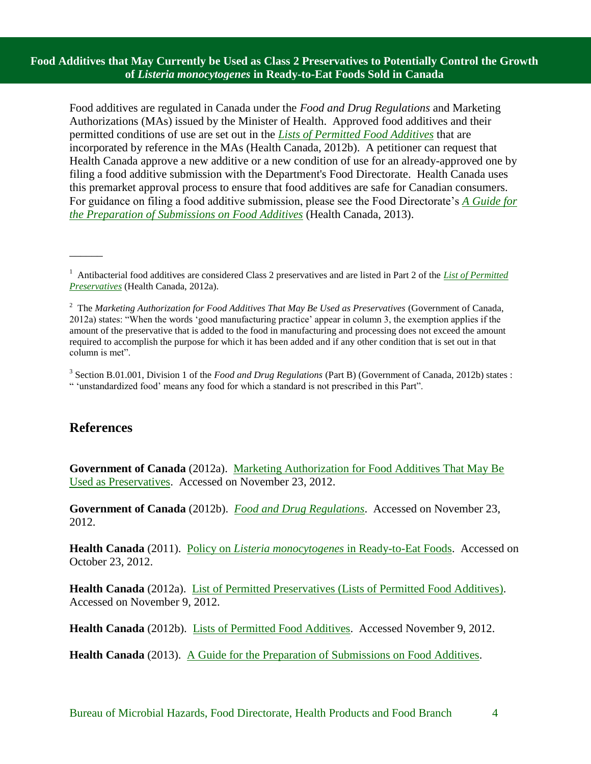Food additives are regulated in Canada under the *Food and Drug Regulations* and Marketing Authorizations (MAs) issued by the Minister of Health. Approved food additives and their permitted conditions of use are set out in the *Lists of Permitted Food Additives* that are incorporated by reference in the MAs (Health Canada, 2012b). A petitioner can request that Health Canada approve a new additive or a new condition of use for an already-approved one by filing a food additive submission with the Department's Food Directorate. Health Canada uses this premarket approval process to ensure that food additives are safe for Canadian consumers. For guidance on filing a food additive submission, please see the Food Directorate's *A Guide for the Preparation of Submissions on Food Additives* (Health Canada, 2013).

---

[1] Antibacterial food additives are considered Class 2 preservatives and are listed in Part 2 of the *List of Permitted Preservatives* (Health Canada, 2012a).

[2] The *Marketing Authorization for Food Additives That May Be Used as Preservatives* (Government of Canada, 2012a) states: "When the words 'good manufacturing practice' appear in column 3, the exemption applies if the amount of the preservative that is added to the food in manufacturing and processing does not exceed the amount required to accomplish the purpose for which it has been added and if any other condition that is set out in that column is met".

[3] Section B.01.001, Division 1 of the *Food and Drug Regulations* (Part B) (Government of Canada, 2012b) states : " 'unstandardized food' means any food for which a standard is not prescribed in this Part".

## References

**Government of Canada** (2012a). Marketing Authorization for Food Additives That May Be Used as Preservatives. Accessed on November 23, 2012.

**Government of Canada** (2012b). *Food and Drug Regulations*. Accessed on November 23, 2012.

**Health Canada** (2011). Policy on *Listeria monocytogenes* in Ready-to-Eat Foods. Accessed on October 23, 2012.

**Health Canada** (2012a). List of Permitted Preservatives (Lists of Permitted Food Additives). Accessed on November 9, 2012.

**Health Canada** (2012b). Lists of Permitted Food Additives. Accessed November 9, 2012.

**Health Canada** (2013). A Guide for the Preparation of Submissions on Food Additives.